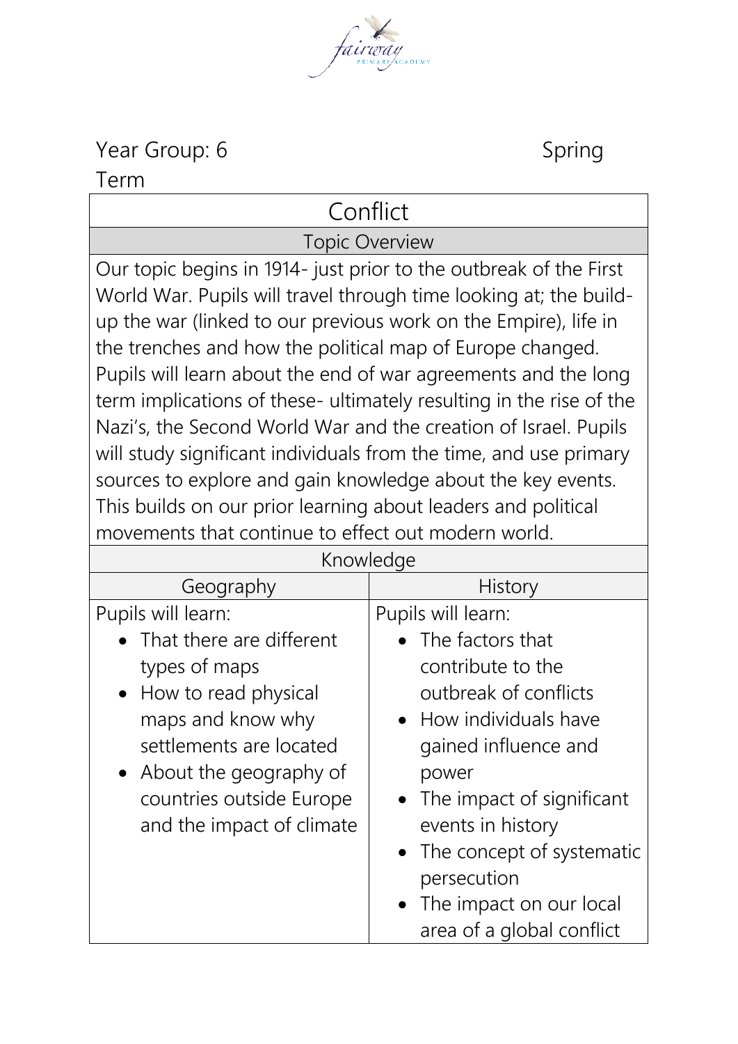Year Group: 6 Spring Term

# Conflict

## Topic Overview

Our topic begins in 1914- just prior to the outbreak of the First World War. Pupils will travel through time looking at; the build-up the war (linked to our previous work on the Empire), life in the trenches and how the political map of Europe changed. Pupils will learn about the end of war agreements and the long term implications of these- ultimately resulting in the rise of the Nazi's, the Second World War and the creation of Israel. Pupils will study significant individuals from the time, and use primary sources to explore and gain knowledge about the key events. This builds on our prior learning about leaders and political movements that continue to effect out modern world.

## Knowledge

| Geography | History |
|---|---|
| Pupils will learn:<br>• That there are different types of maps<br>• How to read physical maps and know why settlements are located<br>• About the geography of countries outside Europe and the impact of climate | Pupils will learn:<br>• The factors that contribute to the outbreak of conflicts<br>• How individuals have gained influence and power<br>• The impact of significant events in history<br>• The concept of systematic persecution<br>• The impact on our local area of a global conflict |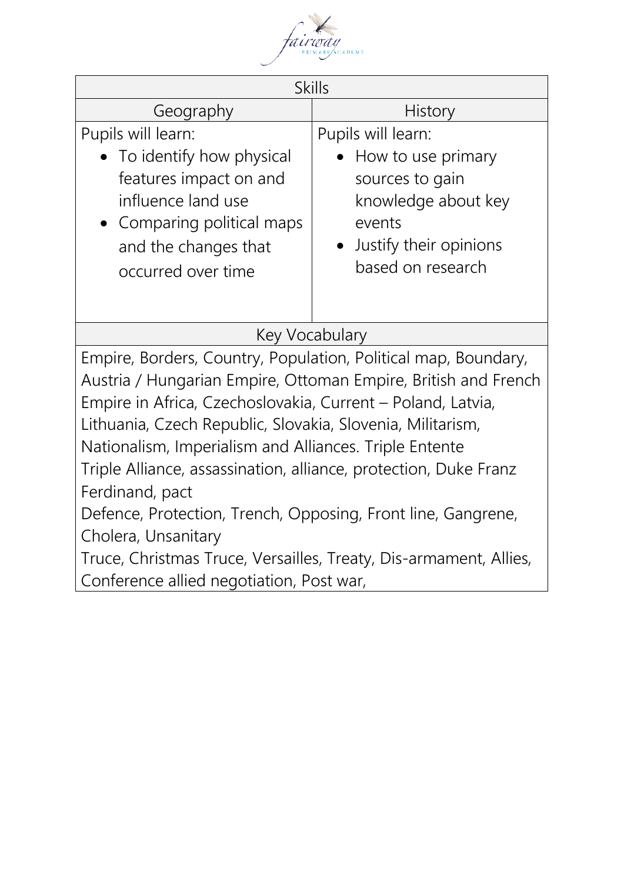| Skills | |
|---|---|
| Geography | History |
| Pupils will learn:<br>• To identify how physical features impact on and influence land use<br>• Comparing political maps and the changes that occurred over time | Pupils will learn:<br>• How to use primary sources to gain knowledge about key events<br>• Justify their opinions based on research |

| Key Vocabulary |
|---|
| Empire, Borders, Country, Population, Political map, Boundary, Austria / Hungarian Empire, Ottoman Empire, British and French Empire in Africa, Czechoslovakia, Current – Poland, Latvia, Lithuania, Czech Republic, Slovakia, Slovenia, Militarism, Nationalism, Imperialism and Alliances. Triple Entente<br>Triple Alliance, assassination, alliance, protection, Duke Franz Ferdinand, pact<br>Defence, Protection, Trench, Opposing, Front line, Gangrene, Cholera, Unsanitary<br>Truce, Christmas Truce, Versailles, Treaty, Dis-armament, Allies, Conference allied negotiation, Post war, |